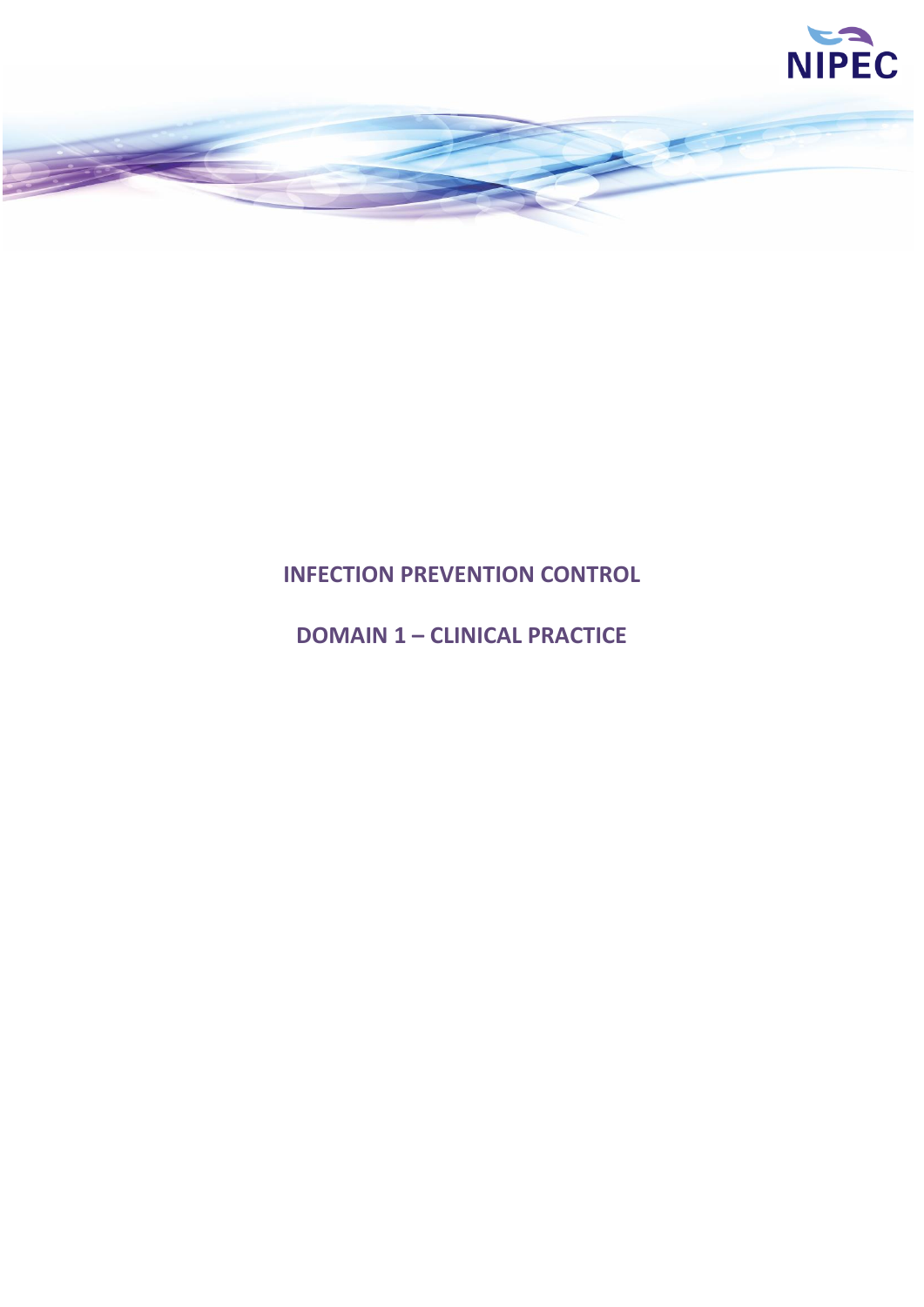NIPEC

# INFECTION PREVENTION CONTROL

## DOMAIN 1 – CLINICAL PRACTICE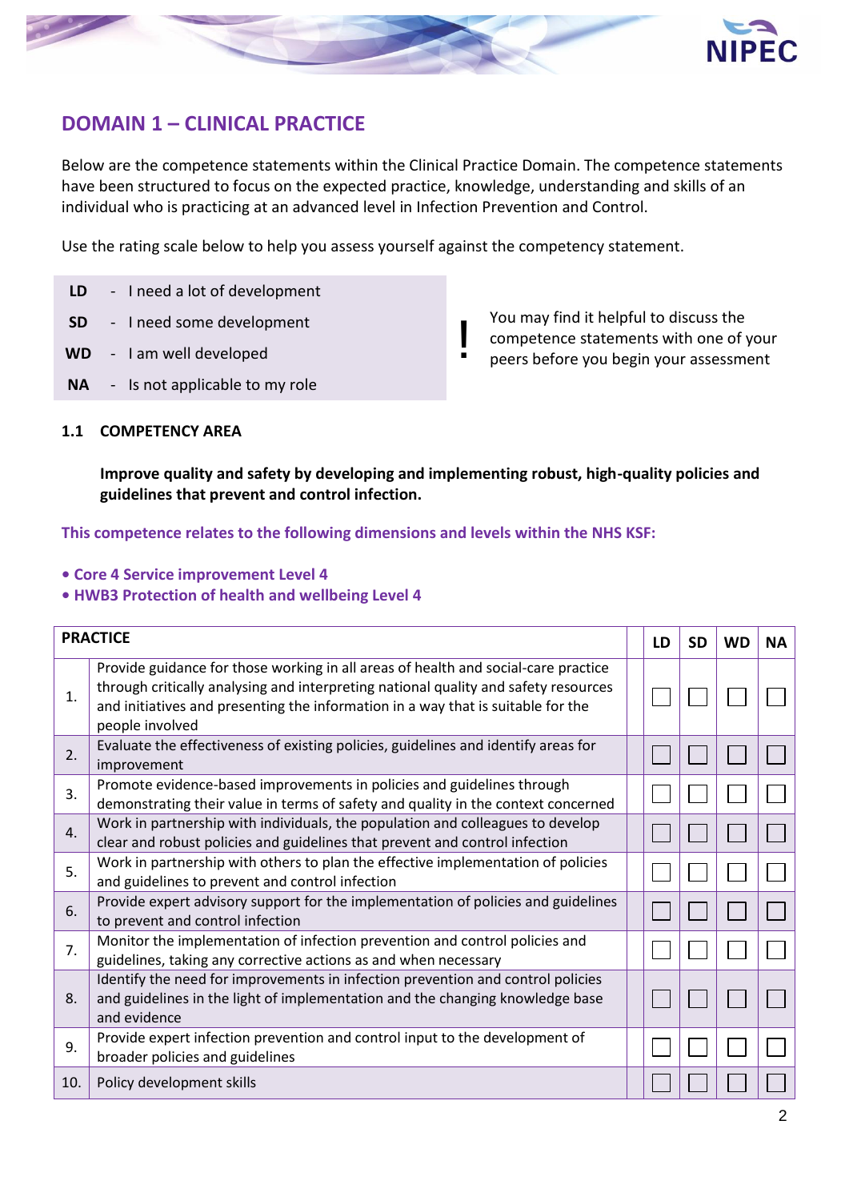## DOMAIN 1 – CLINICAL PRACTICE

Below are the competence statements within the Clinical Practice Domain. The competence statements have been structured to focus on the expected practice, knowledge, understanding and skills of an individual who is practicing at an advanced level in Infection Prevention and Control.

Use the rating scale below to help you assess yourself against the competency statement.

- **LD** - I need a lot of development
- **SD** - I need some development
- **WD** - I am well developed
- **NA** - Is not applicable to my role

**!** You may find it helpful to discuss the competence statements with one of your peers before you begin your assessment

### 1.1 COMPETENCY AREA

**Improve quality and safety by developing and implementing robust, high-quality policies and guidelines that prevent and control infection.**

**This competence relates to the following dimensions and levels within the NHS KSF:**

- **Core 4 Service improvement Level 4**
- **HWB3 Protection of health and wellbeing Level 4**

| | PRACTICE | | LD | SD | WD | NA |
|---|---|---|---|---|---|---|
| 1. | Provide guidance for those working in all areas of health and social-care practice through critically analysing and interpreting national quality and safety resources and initiatives and presenting the information in a way that is suitable for the people involved | | ☐ | ☐ | ☐ | ☐ |
| 2. | Evaluate the effectiveness of existing policies, guidelines and identify areas for improvement | | ☐ | ☐ | ☐ | ☐ |
| 3. | Promote evidence-based improvements in policies and guidelines through demonstrating their value in terms of safety and quality in the context concerned | | ☐ | ☐ | ☐ | ☐ |
| 4. | Work in partnership with individuals, the population and colleagues to develop clear and robust policies and guidelines that prevent and control infection | | ☐ | ☐ | ☐ | ☐ |
| 5. | Work in partnership with others to plan the effective implementation of policies and guidelines to prevent and control infection | | ☐ | ☐ | ☐ | ☐ |
| 6. | Provide expert advisory support for the implementation of policies and guidelines to prevent and control infection | | ☐ | ☐ | ☐ | ☐ |
| 7. | Monitor the implementation of infection prevention and control policies and guidelines, taking any corrective actions as and when necessary | | ☐ | ☐ | ☐ | ☐ |
| 8. | Identify the need for improvements in infection prevention and control policies and guidelines in the light of implementation and the changing knowledge base and evidence | | ☐ | ☐ | ☐ | ☐ |
| 9. | Provide expert infection prevention and control input to the development of broader policies and guidelines | | ☐ | ☐ | ☐ | ☐ |
| 10. | Policy development skills | | ☐ | ☐ | ☐ | ☐ |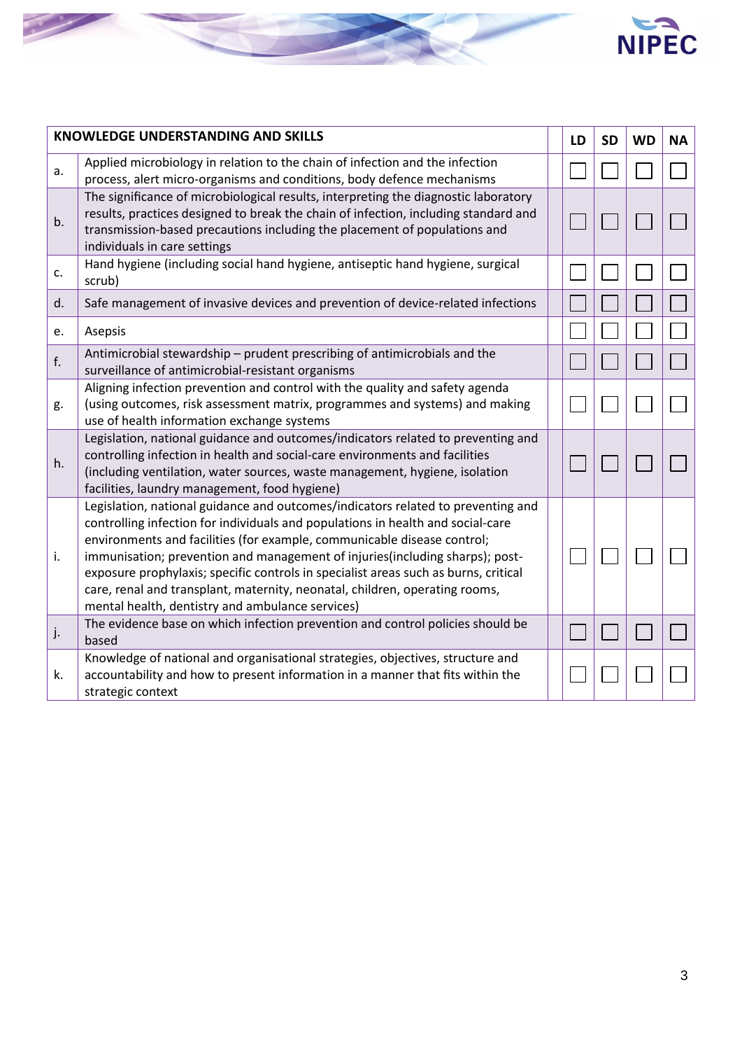| | KNOWLEDGE UNDERSTANDING AND SKILLS | | LD | SD | WD | NA |
|---|---|---|---|---|---|---|
| a. | Applied microbiology in relation to the chain of infection and the infection process, alert micro-organisms and conditions, body defence mechanisms | | ☐ | ☐ | ☐ | ☐ |
| b. | The significance of microbiological results, interpreting the diagnostic laboratory results, practices designed to break the chain of infection, including standard and transmission-based precautions including the placement of populations and individuals in care settings | | ☐ | ☐ | ☐ | ☐ |
| c. | Hand hygiene (including social hand hygiene, antiseptic hand hygiene, surgical scrub) | | ☐ | ☐ | ☐ | ☐ |
| d. | Safe management of invasive devices and prevention of device-related infections | | ☐ | ☐ | ☐ | ☐ |
| e. | Asepsis | | ☐ | ☐ | ☐ | ☐ |
| f. | Antimicrobial stewardship – prudent prescribing of antimicrobials and the surveillance of antimicrobial-resistant organisms | | ☐ | ☐ | ☐ | ☐ |
| g. | Aligning infection prevention and control with the quality and safety agenda (using outcomes, risk assessment matrix, programmes and systems) and making use of health information exchange systems | | ☐ | ☐ | ☐ | ☐ |
| h. | Legislation, national guidance and outcomes/indicators related to preventing and controlling infection in health and social-care environments and facilities (including ventilation, water sources, waste management, hygiene, isolation facilities, laundry management, food hygiene) | | ☐ | ☐ | ☐ | ☐ |
| i. | Legislation, national guidance and outcomes/indicators related to preventing and controlling infection for individuals and populations in health and social-care environments and facilities (for example, communicable disease control; immunisation; prevention and management of injuries(including sharps); post-exposure prophylaxis; specific controls in specialist areas such as burns, critical care, renal and transplant, maternity, neonatal, children, operating rooms, mental health, dentistry and ambulance services) | | ☐ | ☐ | ☐ | ☐ |
| j. | The evidence base on which infection prevention and control policies should be based | | ☐ | ☐ | ☐ | ☐ |
| k. | Knowledge of national and organisational strategies, objectives, structure and accountability and how to present information in a manner that fits within the strategic context | | ☐ | ☐ | ☐ | ☐ |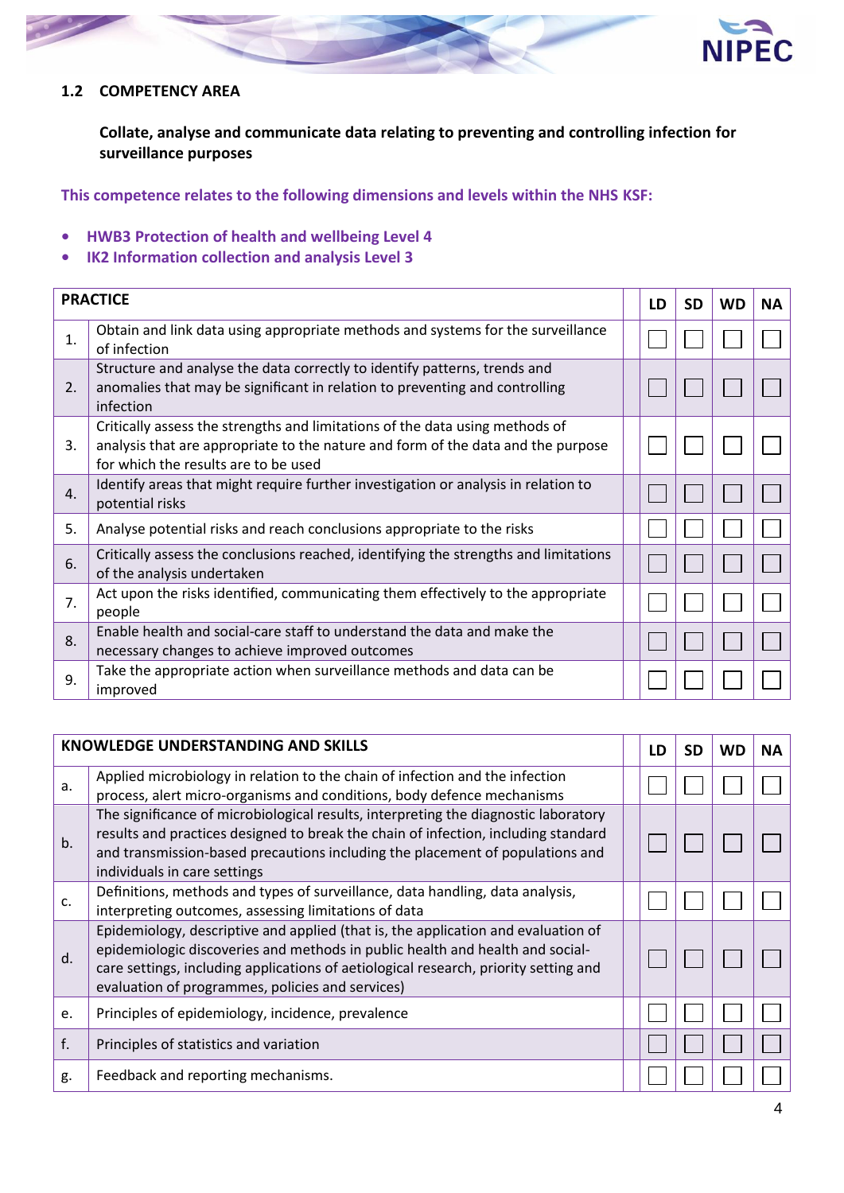## 1.2 COMPETENCY AREA

**Collate, analyse and communicate data relating to preventing and controlling infection for surveillance purposes**

**This competence relates to the following dimensions and levels within the NHS KSF:**

- **HWB3 Protection of health and wellbeing Level 4**
- **IK2 Information collection and analysis Level 3**

| | PRACTICE | LD | SD | WD | NA |
|---|---|---|---|---|---|
| 1. | Obtain and link data using appropriate methods and systems for the surveillance of infection | ☐ | ☐ | ☐ | ☐ |
| 2. | Structure and analyse the data correctly to identify patterns, trends and anomalies that may be significant in relation to preventing and controlling infection | ☐ | ☐ | ☐ | ☐ |
| 3. | Critically assess the strengths and limitations of the data using methods of analysis that are appropriate to the nature and form of the data and the purpose for which the results are to be used | ☐ | ☐ | ☐ | ☐ |
| 4. | Identify areas that might require further investigation or analysis in relation to potential risks | ☐ | ☐ | ☐ | ☐ |
| 5. | Analyse potential risks and reach conclusions appropriate to the risks | ☐ | ☐ | ☐ | ☐ |
| 6. | Critically assess the conclusions reached, identifying the strengths and limitations of the analysis undertaken | ☐ | ☐ | ☐ | ☐ |
| 7. | Act upon the risks identified, communicating them effectively to the appropriate people | ☐ | ☐ | ☐ | ☐ |
| 8. | Enable health and social-care staff to understand the data and make the necessary changes to achieve improved outcomes | ☐ | ☐ | ☐ | ☐ |
| 9. | Take the appropriate action when surveillance methods and data can be improved | ☐ | ☐ | ☐ | ☐ |

| | KNOWLEDGE UNDERSTANDING AND SKILLS | LD | SD | WD | NA |
|---|---|---|---|---|---|
| a. | Applied microbiology in relation to the chain of infection and the infection process, alert micro-organisms and conditions, body defence mechanisms | ☐ | ☐ | ☐ | ☐ |
| b. | The significance of microbiological results, interpreting the diagnostic laboratory results and practices designed to break the chain of infection, including standard and transmission-based precautions including the placement of populations and individuals in care settings | ☐ | ☐ | ☐ | ☐ |
| c. | Definitions, methods and types of surveillance, data handling, data analysis, interpreting outcomes, assessing limitations of data | ☐ | ☐ | ☐ | ☐ |
| d. | Epidemiology, descriptive and applied (that is, the application and evaluation of epidemiologic discoveries and methods in public health and health and social-care settings, including applications of aetiological research, priority setting and evaluation of programmes, policies and services) | ☐ | ☐ | ☐ | ☐ |
| e. | Principles of epidemiology, incidence, prevalence | ☐ | ☐ | ☐ | ☐ |
| f. | Principles of statistics and variation | ☐ | ☐ | ☐ | ☐ |
| g. | Feedback and reporting mechanisms. | ☐ | ☐ | ☐ | ☐ |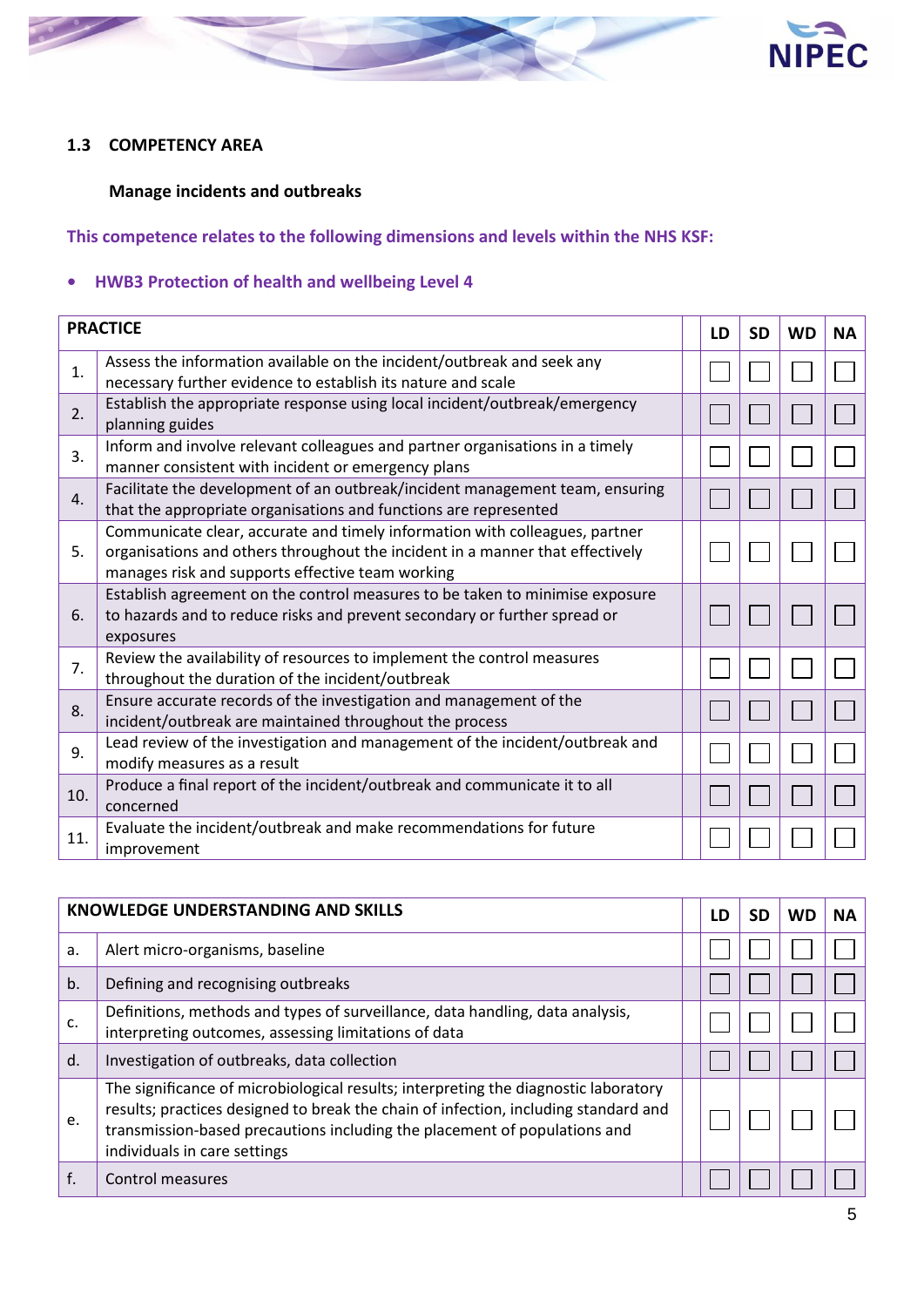### 1.3 COMPETENCY AREA

**Manage incidents and outbreaks**

**This competence relates to the following dimensions and levels within the NHS KSF:**

- **HWB3 Protection of health and wellbeing Level 4**

| | PRACTICE | | LD | SD | WD | NA |
|---|---|---|---|---|---|---|
| 1. | Assess the information available on the incident/outbreak and seek any necessary further evidence to establish its nature and scale | | ☐ | ☐ | ☐ | ☐ |
| 2. | Establish the appropriate response using local incident/outbreak/emergency planning guides | | ☐ | ☐ | ☐ | ☐ |
| 3. | Inform and involve relevant colleagues and partner organisations in a timely manner consistent with incident or emergency plans | | ☐ | ☐ | ☐ | ☐ |
| 4. | Facilitate the development of an outbreak/incident management team, ensuring that the appropriate organisations and functions are represented | | ☐ | ☐ | ☐ | ☐ |
| 5. | Communicate clear, accurate and timely information with colleagues, partner organisations and others throughout the incident in a manner that effectively manages risk and supports effective team working | | ☐ | ☐ | ☐ | ☐ |
| 6. | Establish agreement on the control measures to be taken to minimise exposure to hazards and to reduce risks and prevent secondary or further spread or exposures | | ☐ | ☐ | ☐ | ☐ |
| 7. | Review the availability of resources to implement the control measures throughout the duration of the incident/outbreak | | ☐ | ☐ | ☐ | ☐ |
| 8. | Ensure accurate records of the investigation and management of the incident/outbreak are maintained throughout the process | | ☐ | ☐ | ☐ | ☐ |
| 9. | Lead review of the investigation and management of the incident/outbreak and modify measures as a result | | ☐ | ☐ | ☐ | ☐ |
| 10. | Produce a final report of the incident/outbreak and communicate it to all concerned | | ☐ | ☐ | ☐ | ☐ |
| 11. | Evaluate the incident/outbreak and make recommendations for future improvement | | ☐ | ☐ | ☐ | ☐ |

| | KNOWLEDGE UNDERSTANDING AND SKILLS | | LD | SD | WD | NA |
|---|---|---|---|---|---|---|
| a. | Alert micro-organisms, baseline | | ☐ | ☐ | ☐ | ☐ |
| b. | Defining and recognising outbreaks | | ☐ | ☐ | ☐ | ☐ |
| c. | Definitions, methods and types of surveillance, data handling, data analysis, interpreting outcomes, assessing limitations of data | | ☐ | ☐ | ☐ | ☐ |
| d. | Investigation of outbreaks, data collection | | ☐ | ☐ | ☐ | ☐ |
| e. | The significance of microbiological results; interpreting the diagnostic laboratory results; practices designed to break the chain of infection, including standard and transmission-based precautions including the placement of populations and individuals in care settings | | ☐ | ☐ | ☐ | ☐ |
| f. | Control measures | | ☐ | ☐ | ☐ | ☐ |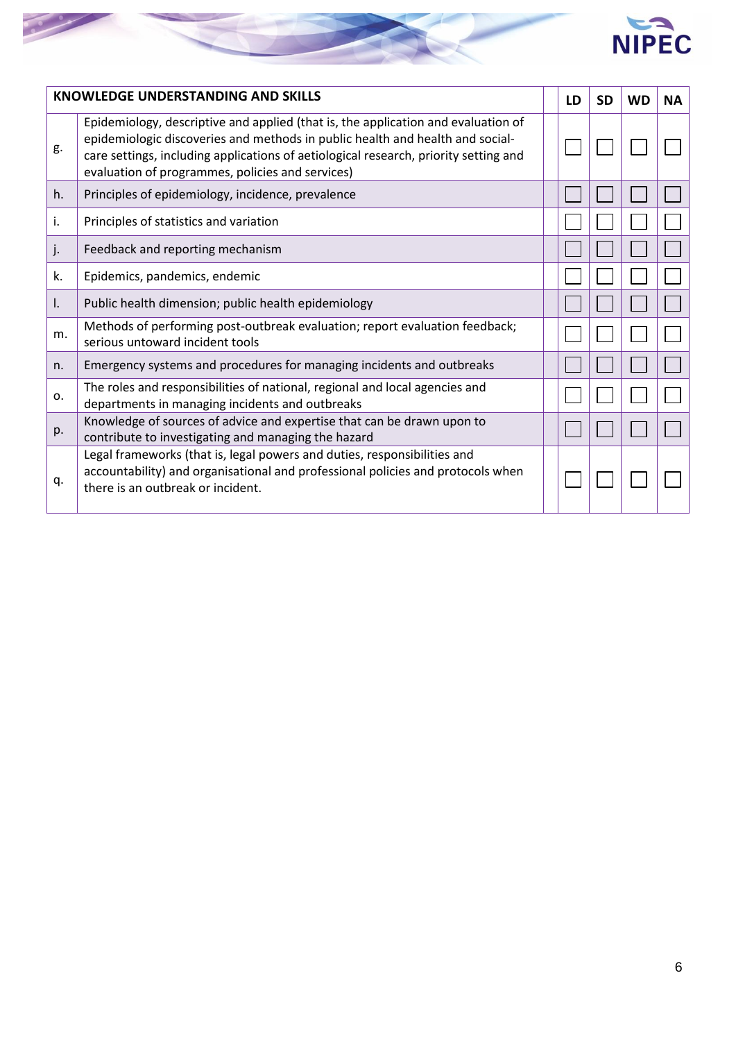| KNOWLEDGE UNDERSTANDING AND SKILLS | | | LD | SD | WD | NA |
|---|---|---|---|---|---|---|
| g. | Epidemiology, descriptive and applied (that is, the application and evaluation of epidemiologic discoveries and methods in public health and health and social-care settings, including applications of aetiological research, priority setting and evaluation of programmes, policies and services) | | ☐ | ☐ | ☐ | ☐ |
| h. | Principles of epidemiology, incidence, prevalence | | ☐ | ☐ | ☐ | ☐ |
| i. | Principles of statistics and variation | | ☐ | ☐ | ☐ | ☐ |
| j. | Feedback and reporting mechanism | | ☐ | ☐ | ☐ | ☐ |
| k. | Epidemics, pandemics, endemic | | ☐ | ☐ | ☐ | ☐ |
| l. | Public health dimension; public health epidemiology | | ☐ | ☐ | ☐ | ☐ |
| m. | Methods of performing post-outbreak evaluation; report evaluation feedback; serious untoward incident tools | | ☐ | ☐ | ☐ | ☐ |
| n. | Emergency systems and procedures for managing incidents and outbreaks | | ☐ | ☐ | ☐ | ☐ |
| o. | The roles and responsibilities of national, regional and local agencies and departments in managing incidents and outbreaks | | ☐ | ☐ | ☐ | ☐ |
| p. | Knowledge of sources of advice and expertise that can be drawn upon to contribute to investigating and managing the hazard | | ☐ | ☐ | ☐ | ☐ |
| q. | Legal frameworks (that is, legal powers and duties, responsibilities and accountability) and organisational and professional policies and protocols when there is an outbreak or incident. | | ☐ | ☐ | ☐ | ☐ |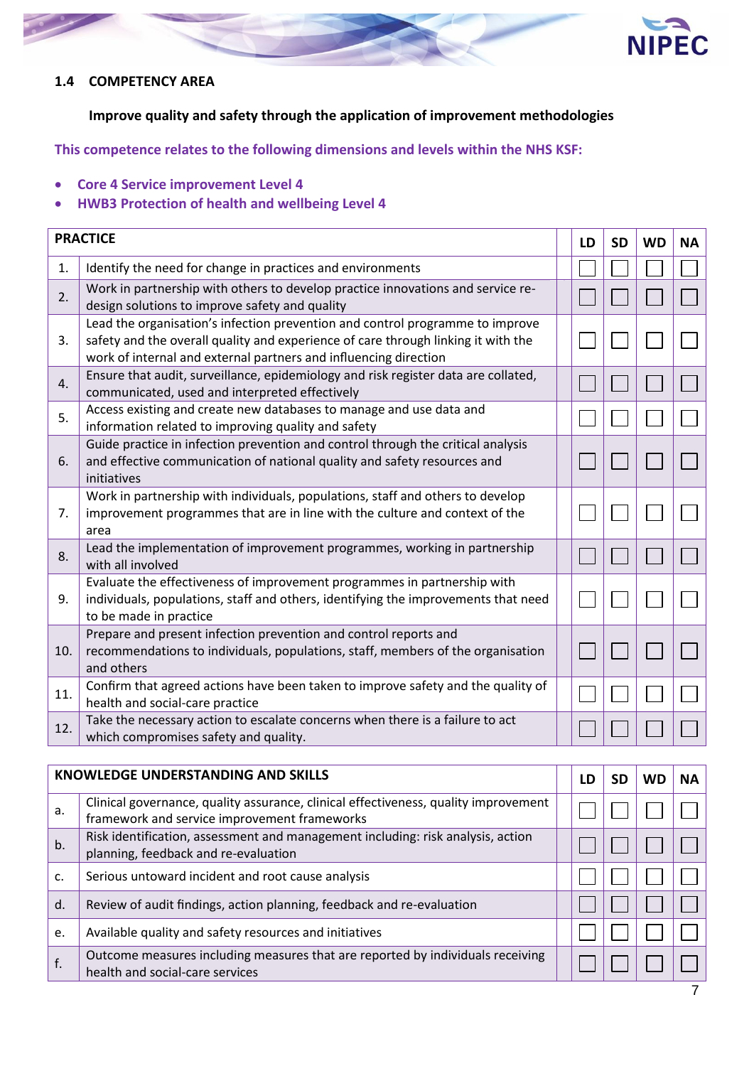## 1.4 COMPETENCY AREA

**Improve quality and safety through the application of improvement methodologies**

**This competence relates to the following dimensions and levels within the NHS KSF:**

- **Core 4 Service improvement Level 4**
- **HWB3 Protection of health and wellbeing Level 4**

| | PRACTICE | LD | SD | WD | NA |
|---|---|---|---|---|---|
| 1. | Identify the need for change in practices and environments | ☐ | ☐ | ☐ | ☐ |
| 2. | Work in partnership with others to develop practice innovations and service re-design solutions to improve safety and quality | ☐ | ☐ | ☐ | ☐ |
| 3. | Lead the organisation's infection prevention and control programme to improve safety and the overall quality and experience of care through linking it with the work of internal and external partners and influencing direction | ☐ | ☐ | ☐ | ☐ |
| 4. | Ensure that audit, surveillance, epidemiology and risk register data are collated, communicated, used and interpreted effectively | ☐ | ☐ | ☐ | ☐ |
| 5. | Access existing and create new databases to manage and use data and information related to improving quality and safety | ☐ | ☐ | ☐ | ☐ |
| 6. | Guide practice in infection prevention and control through the critical analysis and effective communication of national quality and safety resources and initiatives | ☐ | ☐ | ☐ | ☐ |
| 7. | Work in partnership with individuals, populations, staff and others to develop improvement programmes that are in line with the culture and context of the area | ☐ | ☐ | ☐ | ☐ |
| 8. | Lead the implementation of improvement programmes, working in partnership with all involved | ☐ | ☐ | ☐ | ☐ |
| 9. | Evaluate the effectiveness of improvement programmes in partnership with individuals, populations, staff and others, identifying the improvements that need to be made in practice | ☐ | ☐ | ☐ | ☐ |
| 10. | Prepare and present infection prevention and control reports and recommendations to individuals, populations, staff, members of the organisation and others | ☐ | ☐ | ☐ | ☐ |
| 11. | Confirm that agreed actions have been taken to improve safety and the quality of health and social-care practice | ☐ | ☐ | ☐ | ☐ |
| 12. | Take the necessary action to escalate concerns when there is a failure to act which compromises safety and quality. | ☐ | ☐ | ☐ | ☐ |

| | KNOWLEDGE UNDERSTANDING AND SKILLS | LD | SD | WD | NA |
|---|---|---|---|---|---|
| a. | Clinical governance, quality assurance, clinical effectiveness, quality improvement framework and service improvement frameworks | ☐ | ☐ | ☐ | ☐ |
| b. | Risk identification, assessment and management including: risk analysis, action planning, feedback and re-evaluation | ☐ | ☐ | ☐ | ☐ |
| c. | Serious untoward incident and root cause analysis | ☐ | ☐ | ☐ | ☐ |
| d. | Review of audit findings, action planning, feedback and re-evaluation | ☐ | ☐ | ☐ | ☐ |
| e. | Available quality and safety resources and initiatives | ☐ | ☐ | ☐ | ☐ |
| f. | Outcome measures including measures that are reported by individuals receiving health and social-care services | ☐ | ☐ | ☐ | ☐ |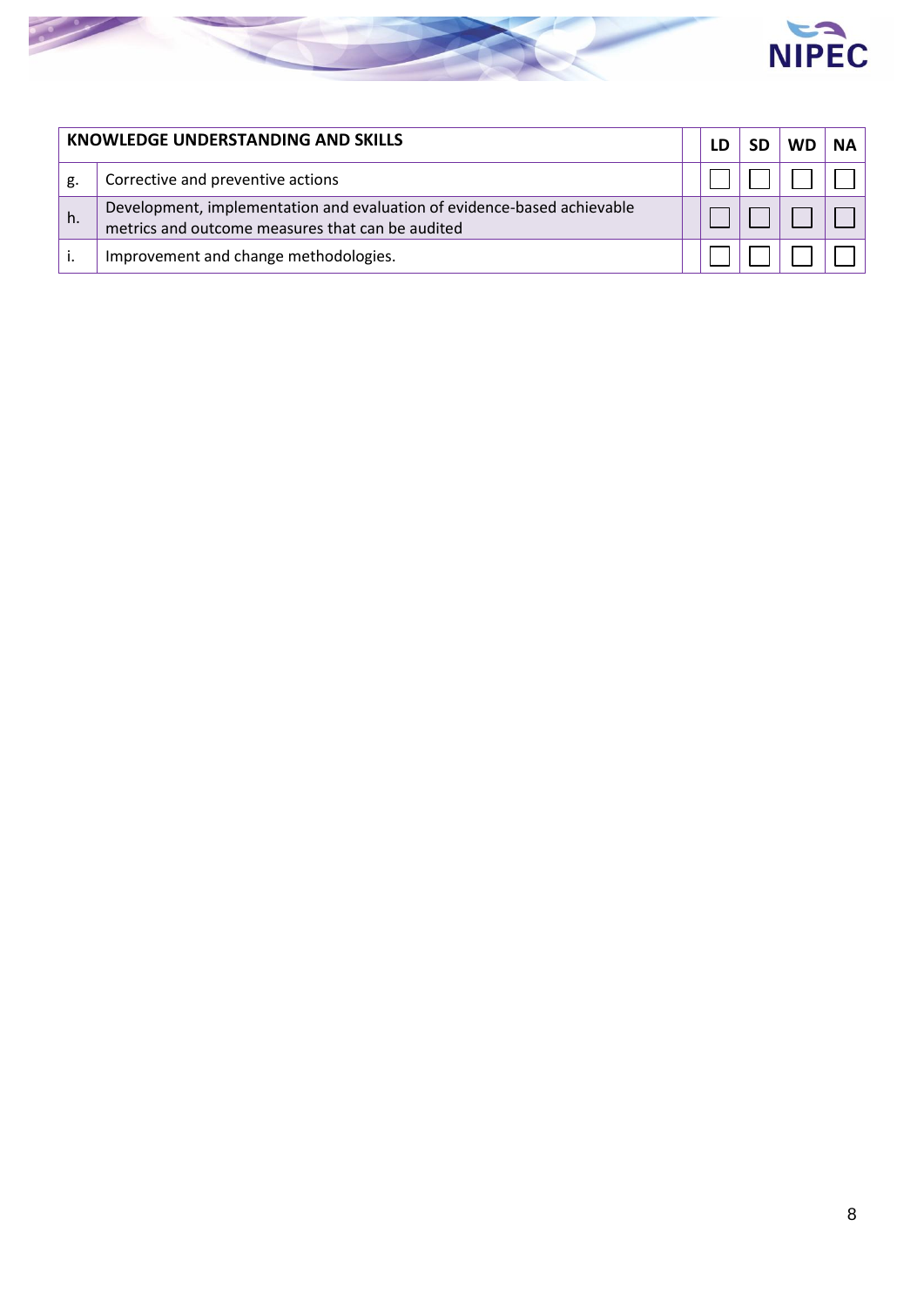| KNOWLEDGE UNDERSTANDING AND SKILLS | | | LD | SD | WD | NA |
|---|---|---|---|---|---|---|
| g. | Corrective and preventive actions | | ☐ | ☐ | ☐ | ☐ |
| h. | Development, implementation and evaluation of evidence-based achievable metrics and outcome measures that can be audited | | ☐ | ☐ | ☐ | ☐ |
| i. | Improvement and change methodologies. | | ☐ | ☐ | ☐ | ☐ |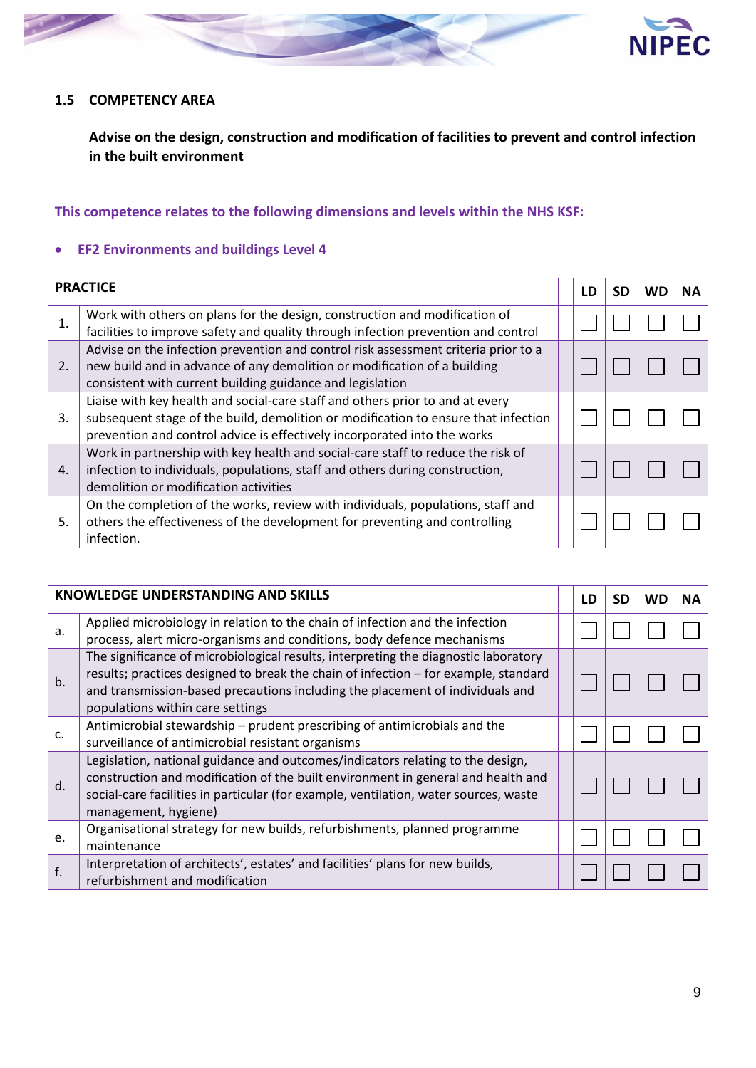### 1.5 COMPETENCY AREA

**Advise on the design, construction and modification of facilities to prevent and control infection in the built environment**

**This competence relates to the following dimensions and levels within the NHS KSF:**

- **EF2 Environments and buildings Level 4**

| | PRACTICE | LD | SD | WD | NA |
|---|---|---|---|---|---|
| 1. | Work with others on plans for the design, construction and modification of facilities to improve safety and quality through infection prevention and control | ☐ | ☐ | ☐ | ☐ |
| 2. | Advise on the infection prevention and control risk assessment criteria prior to a new build and in advance of any demolition or modification of a building consistent with current building guidance and legislation | ☐ | ☐ | ☐ | ☐ |
| 3. | Liaise with key health and social-care staff and others prior to and at every subsequent stage of the build, demolition or modification to ensure that infection prevention and control advice is effectively incorporated into the works | ☐ | ☐ | ☐ | ☐ |
| 4. | Work in partnership with key health and social-care staff to reduce the risk of infection to individuals, populations, staff and others during construction, demolition or modification activities | ☐ | ☐ | ☐ | ☐ |
| 5. | On the completion of the works, review with individuals, populations, staff and others the effectiveness of the development for preventing and controlling infection. | ☐ | ☐ | ☐ | ☐ |

| | KNOWLEDGE UNDERSTANDING AND SKILLS | LD | SD | WD | NA |
|---|---|---|---|---|---|
| a. | Applied microbiology in relation to the chain of infection and the infection process, alert micro-organisms and conditions, body defence mechanisms | ☐ | ☐ | ☐ | ☐ |
| b. | The significance of microbiological results, interpreting the diagnostic laboratory results; practices designed to break the chain of infection – for example, standard and transmission-based precautions including the placement of individuals and populations within care settings | ☐ | ☐ | ☐ | ☐ |
| c. | Antimicrobial stewardship – prudent prescribing of antimicrobials and the surveillance of antimicrobial resistant organisms | ☐ | ☐ | ☐ | ☐ |
| d. | Legislation, national guidance and outcomes/indicators relating to the design, construction and modification of the built environment in general and health and social-care facilities in particular (for example, ventilation, water sources, waste management, hygiene) | ☐ | ☐ | ☐ | ☐ |
| e. | Organisational strategy for new builds, refurbishments, planned programme maintenance | ☐ | ☐ | ☐ | ☐ |
| f. | Interpretation of architects', estates' and facilities' plans for new builds, refurbishment and modification | ☐ | ☐ | ☐ | ☐ |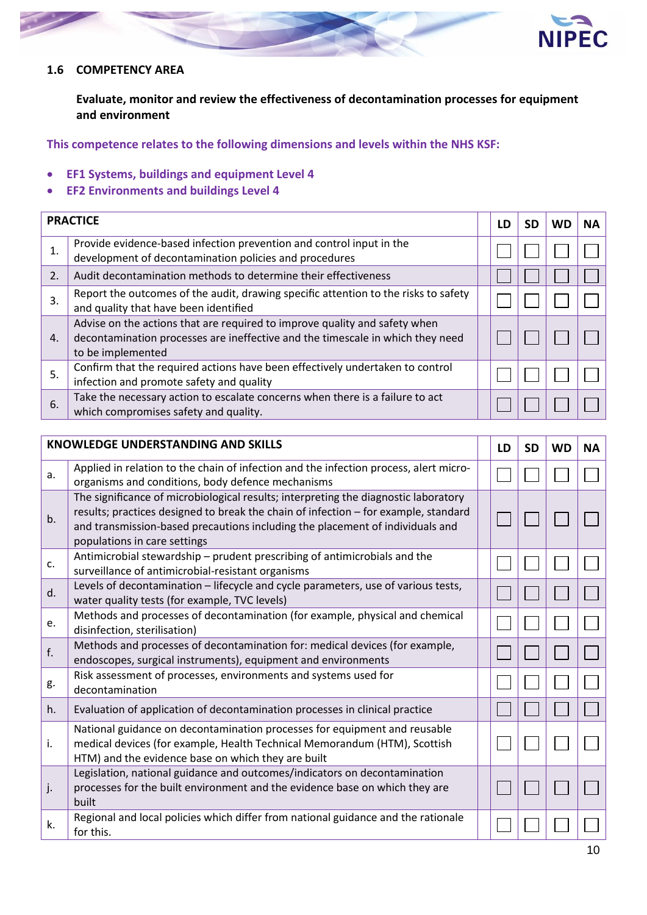### 1.6 COMPETENCY AREA

**Evaluate, monitor and review the effectiveness of decontamination processes for equipment and environment**

**This competence relates to the following dimensions and levels within the NHS KSF:**

- **EF1 Systems, buildings and equipment Level 4**
- **EF2 Environments and buildings Level 4**

| PRACTICE | | LD | SD | WD | NA |
|---|---|---|---|---|---|
| 1. | Provide evidence-based infection prevention and control input in the development of decontamination policies and procedures | ☐ | ☐ | ☐ | ☐ |
| 2. | Audit decontamination methods to determine their effectiveness | ☐ | ☐ | ☐ | ☐ |
| 3. | Report the outcomes of the audit, drawing specific attention to the risks to safety and quality that have been identified | ☐ | ☐ | ☐ | ☐ |
| 4. | Advise on the actions that are required to improve quality and safety when decontamination processes are ineffective and the timescale in which they need to be implemented | ☐ | ☐ | ☐ | ☐ |
| 5. | Confirm that the required actions have been effectively undertaken to control infection and promote safety and quality | ☐ | ☐ | ☐ | ☐ |
| 6. | Take the necessary action to escalate concerns when there is a failure to act which compromises safety and quality. | ☐ | ☐ | ☐ | ☐ |

| KNOWLEDGE UNDERSTANDING AND SKILLS | | LD | SD | WD | NA |
|---|---|---|---|---|---|
| a. | Applied in relation to the chain of infection and the infection process, alert micro-organisms and conditions, body defence mechanisms | ☐ | ☐ | ☐ | ☐ |
| b. | The significance of microbiological results; interpreting the diagnostic laboratory results; practices designed to break the chain of infection – for example, standard and transmission-based precautions including the placement of individuals and populations in care settings | ☐ | ☐ | ☐ | ☐ |
| c. | Antimicrobial stewardship – prudent prescribing of antimicrobials and the surveillance of antimicrobial-resistant organisms | ☐ | ☐ | ☐ | ☐ |
| d. | Levels of decontamination – lifecycle and cycle parameters, use of various tests, water quality tests (for example, TVC levels) | ☐ | ☐ | ☐ | ☐ |
| e. | Methods and processes of decontamination (for example, physical and chemical disinfection, sterilisation) | ☐ | ☐ | ☐ | ☐ |
| f. | Methods and processes of decontamination for: medical devices (for example, endoscopes, surgical instruments), equipment and environments | ☐ | ☐ | ☐ | ☐ |
| g. | Risk assessment of processes, environments and systems used for decontamination | ☐ | ☐ | ☐ | ☐ |
| h. | Evaluation of application of decontamination processes in clinical practice | ☐ | ☐ | ☐ | ☐ |
| i. | National guidance on decontamination processes for equipment and reusable medical devices (for example, Health Technical Memorandum (HTM), Scottish HTM) and the evidence base on which they are built | ☐ | ☐ | ☐ | ☐ |
| j. | Legislation, national guidance and outcomes/indicators on decontamination processes for the built environment and the evidence base on which they are built | ☐ | ☐ | ☐ | ☐ |
| k. | Regional and local policies which differ from national guidance and the rationale for this. | ☐ | ☐ | ☐ | ☐ |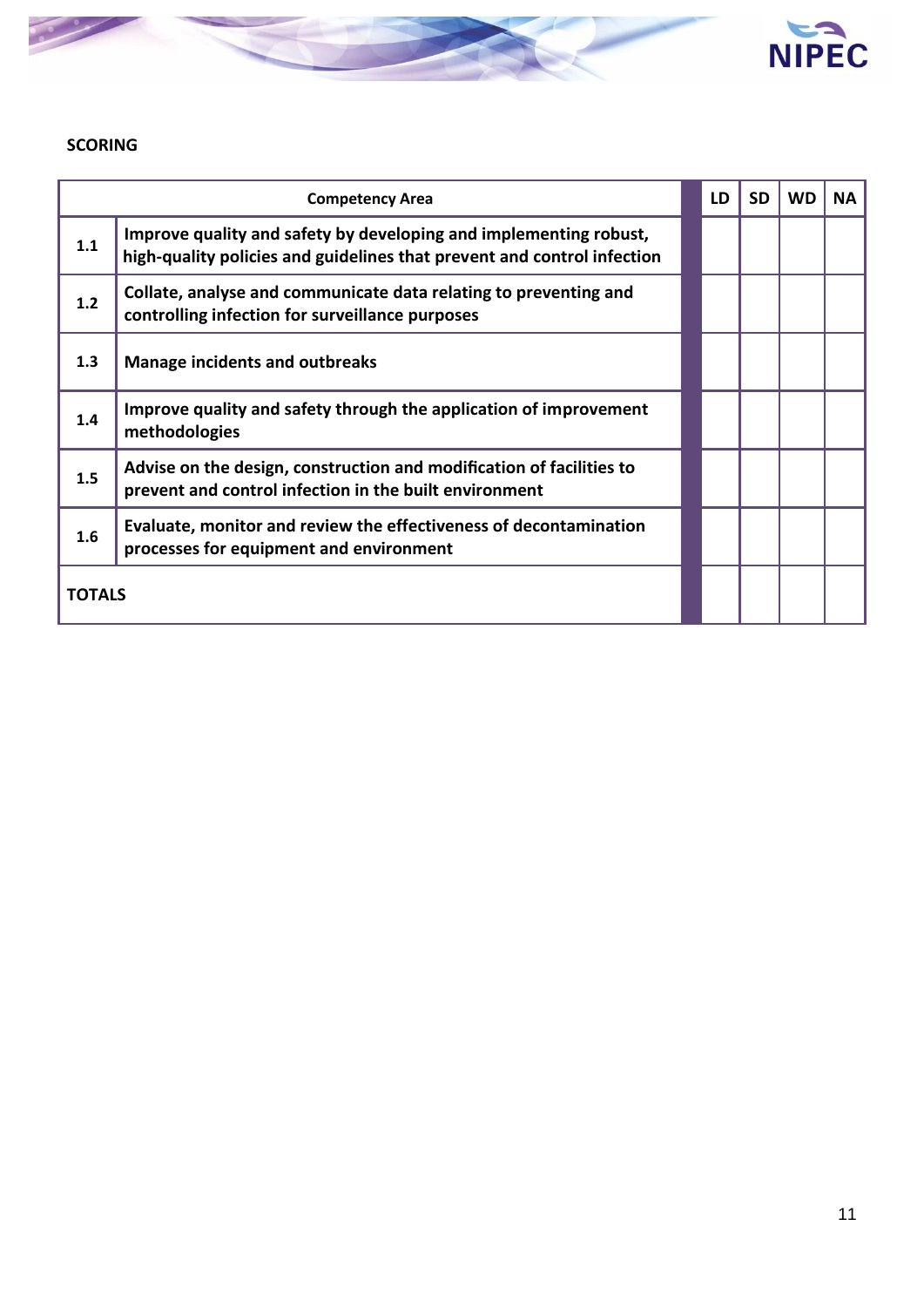**SCORING**

| | Competency Area | | LD | SD | WD | NA |
|---|---|---|---|---|---|---|
| 1.1 | Improve quality and safety by developing and implementing robust, high-quality policies and guidelines that prevent and control infection | | | | | |
| 1.2 | Collate, analyse and communicate data relating to preventing and controlling infection for surveillance purposes | | | | | |
| 1.3 | Manage incidents and outbreaks | | | | | |
| 1.4 | Improve quality and safety through the application of improvement methodologies | | | | | |
| 1.5 | Advise on the design, construction and modification of facilities to prevent and control infection in the built environment | | | | | |
| 1.6 | Evaluate, monitor and review the effectiveness of decontamination processes for equipment and environment | | | | | |
| TOTALS | | | | | | |